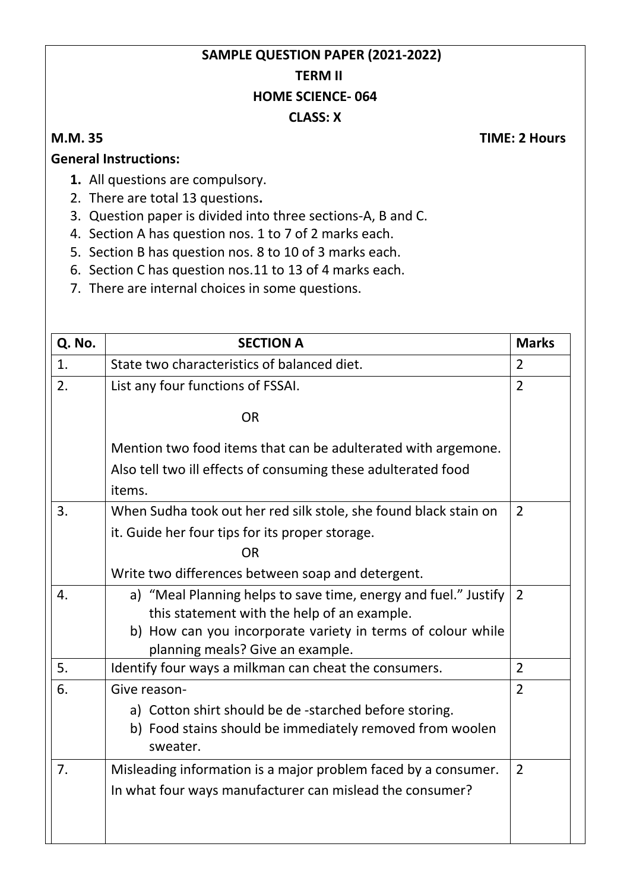# SAMPLE QUESTION PAPER (2021-2022)

## TERM II

## HOME SCIENCE- 064

## CLASS: X

**M.M. 35** **TIME: 2 Hours**

**General Instructions:**

1. All questions are compulsory.
2. There are total 13 questions.
3. Question paper is divided into three sections-A, B and C.
4. Section A has question nos. 1 to 7 of 2 marks each.
5. Section B has question nos. 8 to 10 of 3 marks each.
6. Section C has question nos.11 to 13 of 4 marks each.
7. There are internal choices in some questions.

| Q. No. | SECTION A | Marks |
|---|---|---|
| 1. | State two characteristics of balanced diet. | 2 |
| 2. | List any four functions of FSSAI.<br><br>OR<br><br>Mention two food items that can be adulterated with argemone. Also tell two ill effects of consuming these adulterated food items. | 2 |
| 3. | When Sudha took out her red silk stole, she found black stain on it. Guide her four tips for its proper storage.<br><br>OR<br><br>Write two differences between soap and detergent. | 2 |
| 4. | a) "Meal Planning helps to save time, energy and fuel." Justify this statement with the help of an example.<br>b) How can you incorporate variety in terms of colour while planning meals? Give an example. | 2 |
| 5. | Identify four ways a milkman can cheat the consumers. | 2 |
| 6. | Give reason-<br>a) Cotton shirt should be de -starched before storing.<br>b) Food stains should be immediately removed from woolen sweater. | 2 |
| 7. | Misleading information is a major problem faced by a consumer. In what four ways manufacturer can mislead the consumer? | 2 |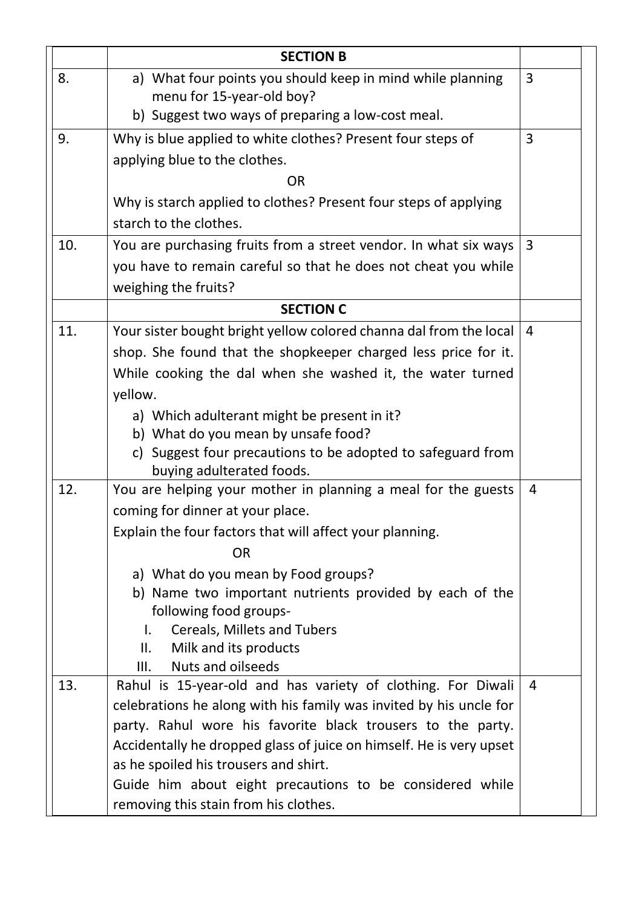| | | | |
|---|---|---|---|
| | **SECTION B** | | |
| 8. | a) What four points you should keep in mind while planning menu for 15-year-old boy?<br>b) Suggest two ways of preparing a low-cost meal. | 3 | |
| 9. | Why is blue applied to white clothes? Present four steps of applying blue to the clothes.<br>OR<br>Why is starch applied to clothes? Present four steps of applying starch to the clothes. | 3 | |
| 10. | You are purchasing fruits from a street vendor. In what six ways you have to remain careful so that he does not cheat you while weighing the fruits? | 3 | |
| | **SECTION C** | | |
| 11. | Your sister bought bright yellow colored channa dal from the local shop. She found that the shopkeeper charged less price for it. While cooking the dal when she washed it, the water turned yellow.<br>a) Which adulterant might be present in it?<br>b) What do you mean by unsafe food?<br>c) Suggest four precautions to be adopted to safeguard from buying adulterated foods. | 4 | |
| 12. | You are helping your mother in planning a meal for the guests coming for dinner at your place.<br>Explain the four factors that will affect your planning.<br>OR<br>a) What do you mean by Food groups?<br>b) Name two important nutrients provided by each of the following food groups-<br>I. Cereals, Millets and Tubers<br>II. Milk and its products<br>III. Nuts and oilseeds | 4 | |
| 13. | Rahul is 15-year-old and has variety of clothing. For Diwali celebrations he along with his family was invited by his uncle for party. Rahul wore his favorite black trousers to the party. Accidentally he dropped glass of juice on himself. He is very upset as he spoiled his trousers and shirt.<br>Guide him about eight precautions to be considered while removing this stain from his clothes. | 4 | |